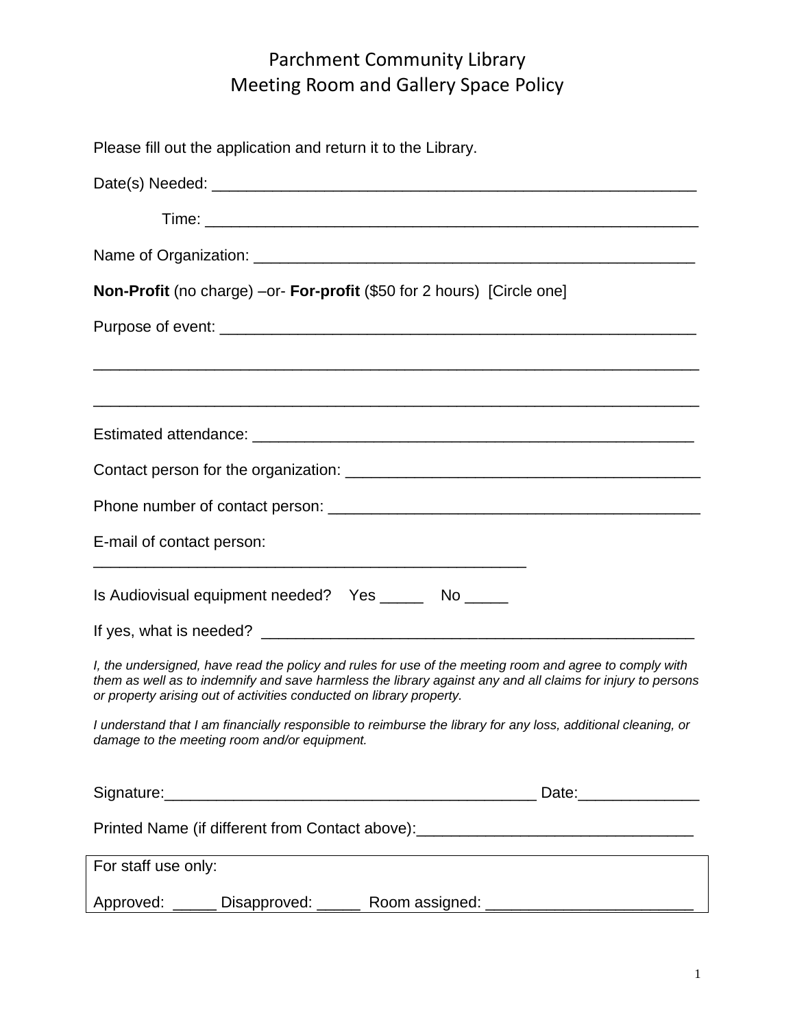# Parchment Community Library
# Meeting Room and Gallery Space Policy

Please fill out the application and return it to the Library.

Date(s) Needed: ________________________________________________________

Time: ________________________________________________________

Name of Organization: ____________________________________________________

**Non-Profit** (no charge) –or- **For-profit** ($50 for 2 hours) [Circle one]

Purpose of event: ________________________________________________________

_____________________________________________________________________

_____________________________________________________________________

Estimated attendance: _____________________________________________________

Contact person for the organization: ______________________________________

Phone number of contact person: _________________________________________

E-mail of contact person:
__________________________________________________

Is Audiovisual equipment needed? Yes _____ No _____

If yes, what is needed? _________________________________________________

*I, the undersigned, have read the policy and rules for use of the meeting room and agree to comply with them as well as to indemnify and save harmless the library against any and all claims for injury to persons or property arising out of activities conducted on library property.*

*I understand that I am financially responsible to reimburse the library for any loss, additional cleaning, or damage to the meeting room and/or equipment.*

Signature:___________________________________________ Date:_____________

Printed Name (if different from Contact above):______________________________

| For staff use only: |
|---|
| Approved: _____ Disapproved: _____ Room assigned: _______________________ |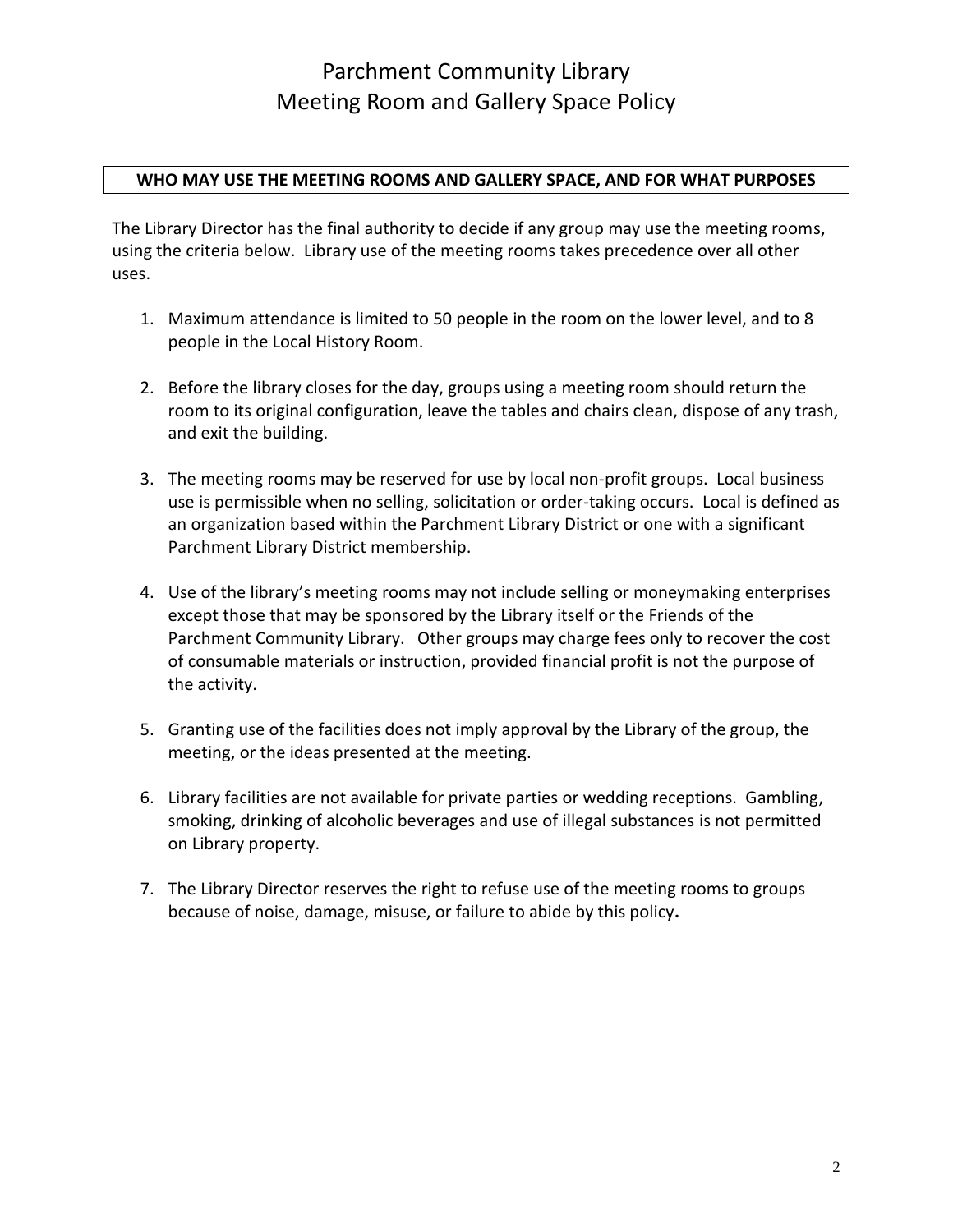# Parchment Community Library
# Meeting Room and Gallery Space Policy

## WHO MAY USE THE MEETING ROOMS AND GALLERY SPACE, AND FOR WHAT PURPOSES

The Library Director has the final authority to decide if any group may use the meeting rooms, using the criteria below. Library use of the meeting rooms takes precedence over all other uses.

1. Maximum attendance is limited to 50 people in the room on the lower level, and to 8 people in the Local History Room.

2. Before the library closes for the day, groups using a meeting room should return the room to its original configuration, leave the tables and chairs clean, dispose of any trash, and exit the building.

3. The meeting rooms may be reserved for use by local non-profit groups. Local business use is permissible when no selling, solicitation or order-taking occurs. Local is defined as an organization based within the Parchment Library District or one with a significant Parchment Library District membership.

4. Use of the library's meeting rooms may not include selling or moneymaking enterprises except those that may be sponsored by the Library itself or the Friends of the Parchment Community Library. Other groups may charge fees only to recover the cost of consumable materials or instruction, provided financial profit is not the purpose of the activity.

5. Granting use of the facilities does not imply approval by the Library of the group, the meeting, or the ideas presented at the meeting.

6. Library facilities are not available for private parties or wedding receptions. Gambling, smoking, drinking of alcoholic beverages and use of illegal substances is not permitted on Library property.

7. The Library Director reserves the right to refuse use of the meeting rooms to groups because of noise, damage, misuse, or failure to abide by this policy.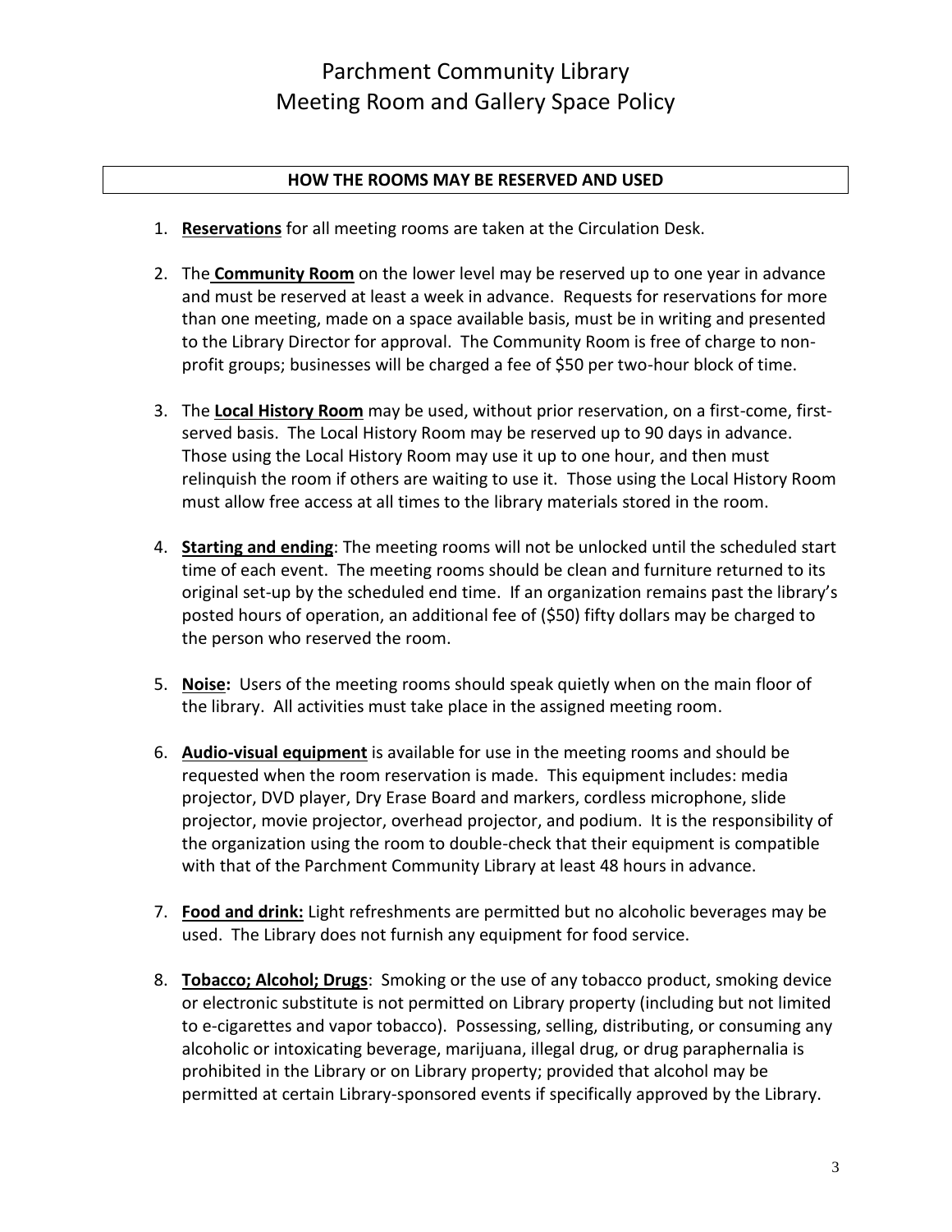# Parchment Community Library
# Meeting Room and Gallery Space Policy

## HOW THE ROOMS MAY BE RESERVED AND USED

1. **Reservations** for all meeting rooms are taken at the Circulation Desk.

2. The **Community Room** on the lower level may be reserved up to one year in advance and must be reserved at least a week in advance. Requests for reservations for more than one meeting, made on a space available basis, must be in writing and presented to the Library Director for approval. The Community Room is free of charge to non-profit groups; businesses will be charged a fee of $50 per two-hour block of time.

3. The **Local History Room** may be used, without prior reservation, on a first-come, first-served basis. The Local History Room may be reserved up to 90 days in advance. Those using the Local History Room may use it up to one hour, and then must relinquish the room if others are waiting to use it. Those using the Local History Room must allow free access at all times to the library materials stored in the room.

4. **Starting and ending**: The meeting rooms will not be unlocked until the scheduled start time of each event. The meeting rooms should be clean and furniture returned to its original set-up by the scheduled end time. If an organization remains past the library's posted hours of operation, an additional fee of ($50) fifty dollars may be charged to the person who reserved the room.

5. **Noise:** Users of the meeting rooms should speak quietly when on the main floor of the library. All activities must take place in the assigned meeting room.

6. **Audio-visual equipment** is available for use in the meeting rooms and should be requested when the room reservation is made. This equipment includes: media projector, DVD player, Dry Erase Board and markers, cordless microphone, slide projector, movie projector, overhead projector, and podium. It is the responsibility of the organization using the room to double-check that their equipment is compatible with that of the Parchment Community Library at least 48 hours in advance.

7. **Food and drink:** Light refreshments are permitted but no alcoholic beverages may be used. The Library does not furnish any equipment for food service.

8. **Tobacco; Alcohol; Drugs**: Smoking or the use of any tobacco product, smoking device or electronic substitute is not permitted on Library property (including but not limited to e-cigarettes and vapor tobacco). Possessing, selling, distributing, or consuming any alcoholic or intoxicating beverage, marijuana, illegal drug, or drug paraphernalia is prohibited in the Library or on Library property; provided that alcohol may be permitted at certain Library-sponsored events if specifically approved by the Library.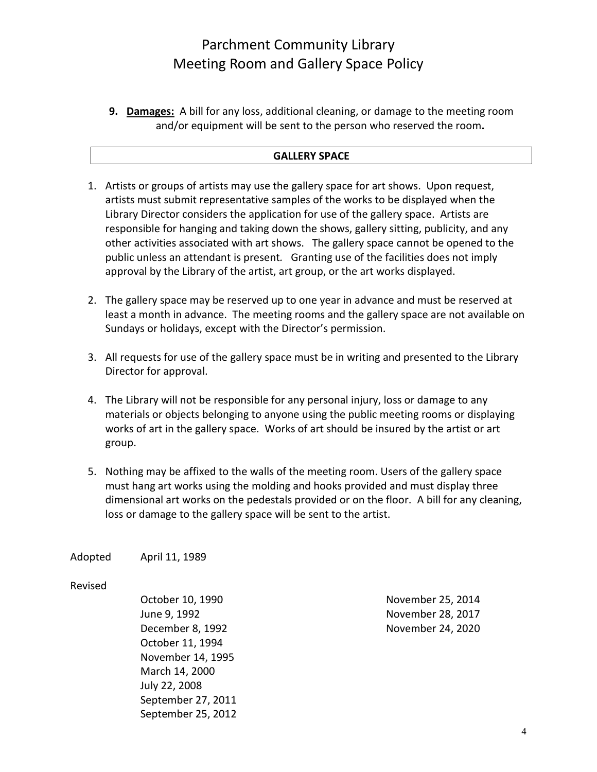9. **Damages:** A bill for any loss, additional cleaning, or damage to the meeting room and/or equipment will be sent to the person who reserved the room.

## GALLERY SPACE

1. Artists or groups of artists may use the gallery space for art shows. Upon request, artists must submit representative samples of the works to be displayed when the Library Director considers the application for use of the gallery space. Artists are responsible for hanging and taking down the shows, gallery sitting, publicity, and any other activities associated with art shows. The gallery space cannot be opened to the public unless an attendant is present. Granting use of the facilities does not imply approval by the Library of the artist, art group, or the art works displayed.

2. The gallery space may be reserved up to one year in advance and must be reserved at least a month in advance. The meeting rooms and the gallery space are not available on Sundays or holidays, except with the Director's permission.

3. All requests for use of the gallery space must be in writing and presented to the Library Director for approval.

4. The Library will not be responsible for any personal injury, loss or damage to any materials or objects belonging to anyone using the public meeting rooms or displaying works of art in the gallery space. Works of art should be insured by the artist or art group.

5. Nothing may be affixed to the walls of the meeting room. Users of the gallery space must hang art works using the molding and hooks provided and must display three dimensional art works on the pedestals provided or on the floor. A bill for any cleaning, loss or damage to the gallery space will be sent to the artist.

Adopted April 11, 1989

Revised

October 10, 1990
June 9, 1992
December 8, 1992
October 11, 1994
November 14, 1995
March 14, 2000
July 22, 2008
September 27, 2011
September 25, 2012
November 25, 2014
November 28, 2017
November 24, 2020